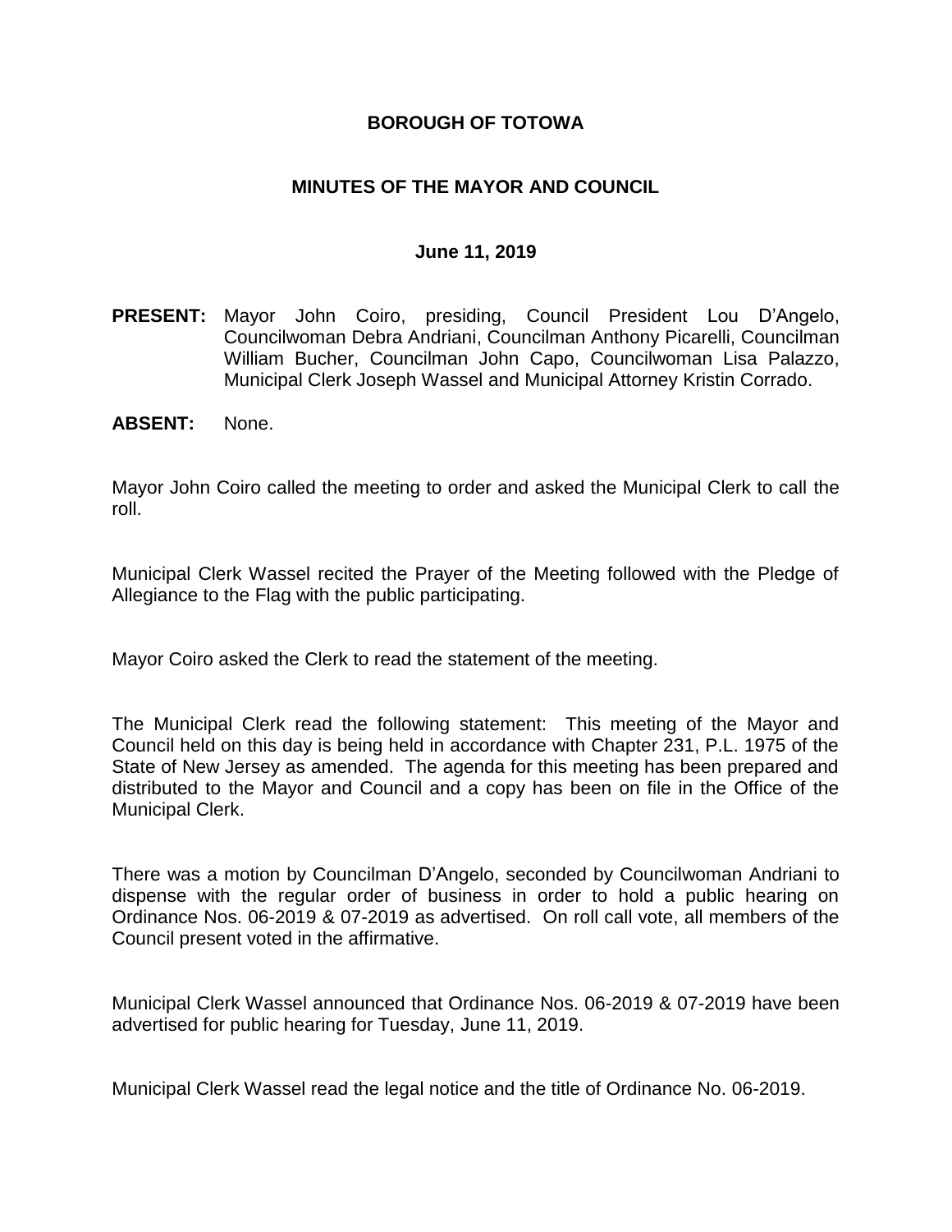# BOROUGH OF TOTOWA

## MINUTES OF THE MAYOR AND COUNCIL

### June 11, 2019

**PRESENT:** Mayor John Coiro, presiding, Council President Lou D'Angelo, Councilwoman Debra Andriani, Councilman Anthony Picarelli, Councilman William Bucher, Councilman John Capo, Councilwoman Lisa Palazzo, Municipal Clerk Joseph Wassel and Municipal Attorney Kristin Corrado.

**ABSENT:** None.

Mayor John Coiro called the meeting to order and asked the Municipal Clerk to call the roll.

Municipal Clerk Wassel recited the Prayer of the Meeting followed with the Pledge of Allegiance to the Flag with the public participating.

Mayor Coiro asked the Clerk to read the statement of the meeting.

The Municipal Clerk read the following statement: This meeting of the Mayor and Council held on this day is being held in accordance with Chapter 231, P.L. 1975 of the State of New Jersey as amended. The agenda for this meeting has been prepared and distributed to the Mayor and Council and a copy has been on file in the Office of the Municipal Clerk.

There was a motion by Councilman D'Angelo, seconded by Councilwoman Andriani to dispense with the regular order of business in order to hold a public hearing on Ordinance Nos. 06-2019 & 07-2019 as advertised. On roll call vote, all members of the Council present voted in the affirmative.

Municipal Clerk Wassel announced that Ordinance Nos. 06-2019 & 07-2019 have been advertised for public hearing for Tuesday, June 11, 2019.

Municipal Clerk Wassel read the legal notice and the title of Ordinance No. 06-2019.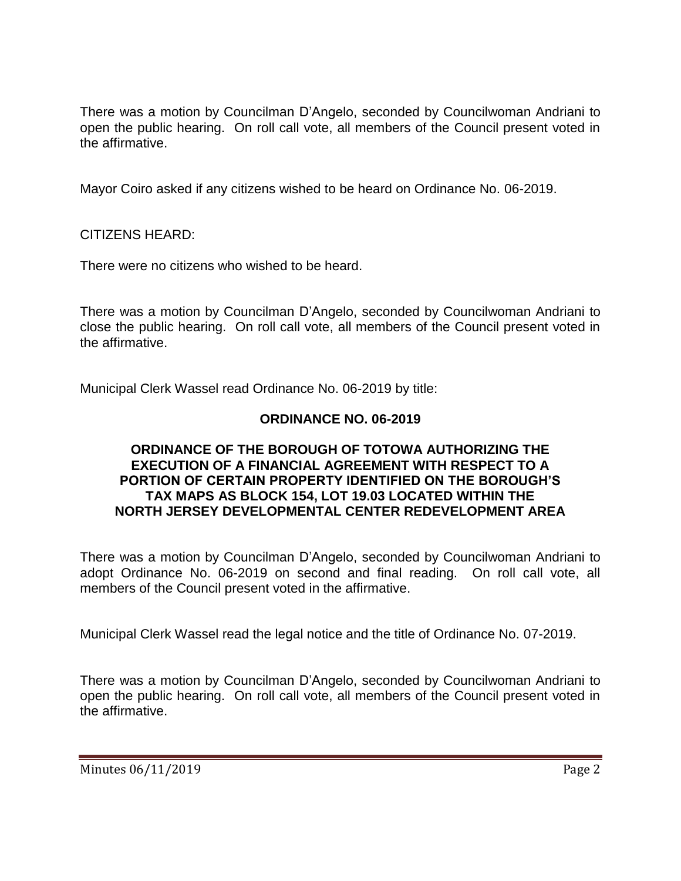There was a motion by Councilman D'Angelo, seconded by Councilwoman Andriani to open the public hearing. On roll call vote, all members of the Council present voted in the affirmative.

Mayor Coiro asked if any citizens wished to be heard on Ordinance No. 06-2019.

CITIZENS HEARD:

There were no citizens who wished to be heard.

There was a motion by Councilman D'Angelo, seconded by Councilwoman Andriani to close the public hearing. On roll call vote, all members of the Council present voted in the affirmative.

Municipal Clerk Wassel read Ordinance No. 06-2019 by title:

**ORDINANCE NO. 06-2019**

**ORDINANCE OF THE BOROUGH OF TOTOWA AUTHORIZING THE EXECUTION OF A FINANCIAL AGREEMENT WITH RESPECT TO A PORTION OF CERTAIN PROPERTY IDENTIFIED ON THE BOROUGH'S TAX MAPS AS BLOCK 154, LOT 19.03 LOCATED WITHIN THE NORTH JERSEY DEVELOPMENTAL CENTER REDEVELOPMENT AREA**

There was a motion by Councilman D'Angelo, seconded by Councilwoman Andriani to adopt Ordinance No. 06-2019 on second and final reading. On roll call vote, all members of the Council present voted in the affirmative.

Municipal Clerk Wassel read the legal notice and the title of Ordinance No. 07-2019.

There was a motion by Councilman D'Angelo, seconded by Councilwoman Andriani to open the public hearing. On roll call vote, all members of the Council present voted in the affirmative.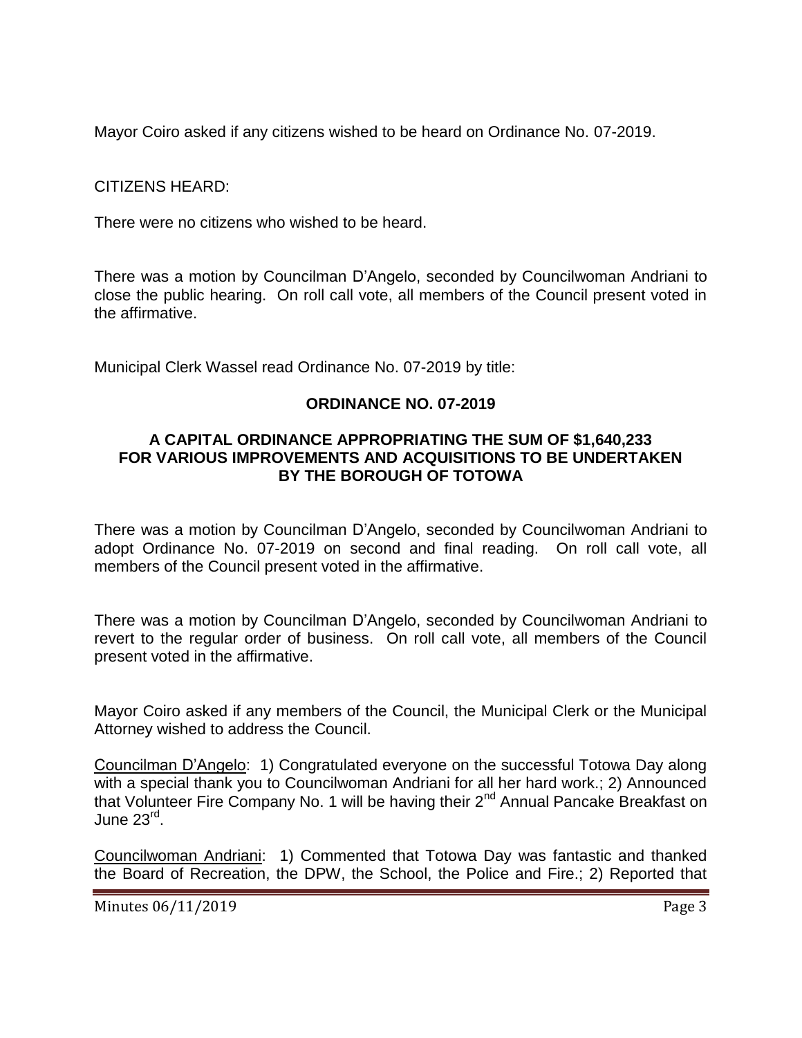Mayor Coiro asked if any citizens wished to be heard on Ordinance No. 07-2019.

CITIZENS HEARD:

There were no citizens who wished to be heard.

There was a motion by Councilman D'Angelo, seconded by Councilwoman Andriani to close the public hearing. On roll call vote, all members of the Council present voted in the affirmative.

Municipal Clerk Wassel read Ordinance No. 07-2019 by title:

**ORDINANCE NO. 07-2019**

**A CAPITAL ORDINANCE APPROPRIATING THE SUM OF $1,640,233 FOR VARIOUS IMPROVEMENTS AND ACQUISITIONS TO BE UNDERTAKEN BY THE BOROUGH OF TOTOWA**

There was a motion by Councilman D'Angelo, seconded by Councilwoman Andriani to adopt Ordinance No. 07-2019 on second and final reading. On roll call vote, all members of the Council present voted in the affirmative.

There was a motion by Councilman D'Angelo, seconded by Councilwoman Andriani to revert to the regular order of business. On roll call vote, all members of the Council present voted in the affirmative.

Mayor Coiro asked if any members of the Council, the Municipal Clerk or the Municipal Attorney wished to address the Council.

Councilman D'Angelo: 1) Congratulated everyone on the successful Totowa Day along with a special thank you to Councilwoman Andriani for all her hard work.; 2) Announced that Volunteer Fire Company No. 1 will be having their 2nd Annual Pancake Breakfast on June 23rd.

Councilwoman Andriani: 1) Commented that Totowa Day was fantastic and thanked the Board of Recreation, the DPW, the School, the Police and Fire.; 2) Reported that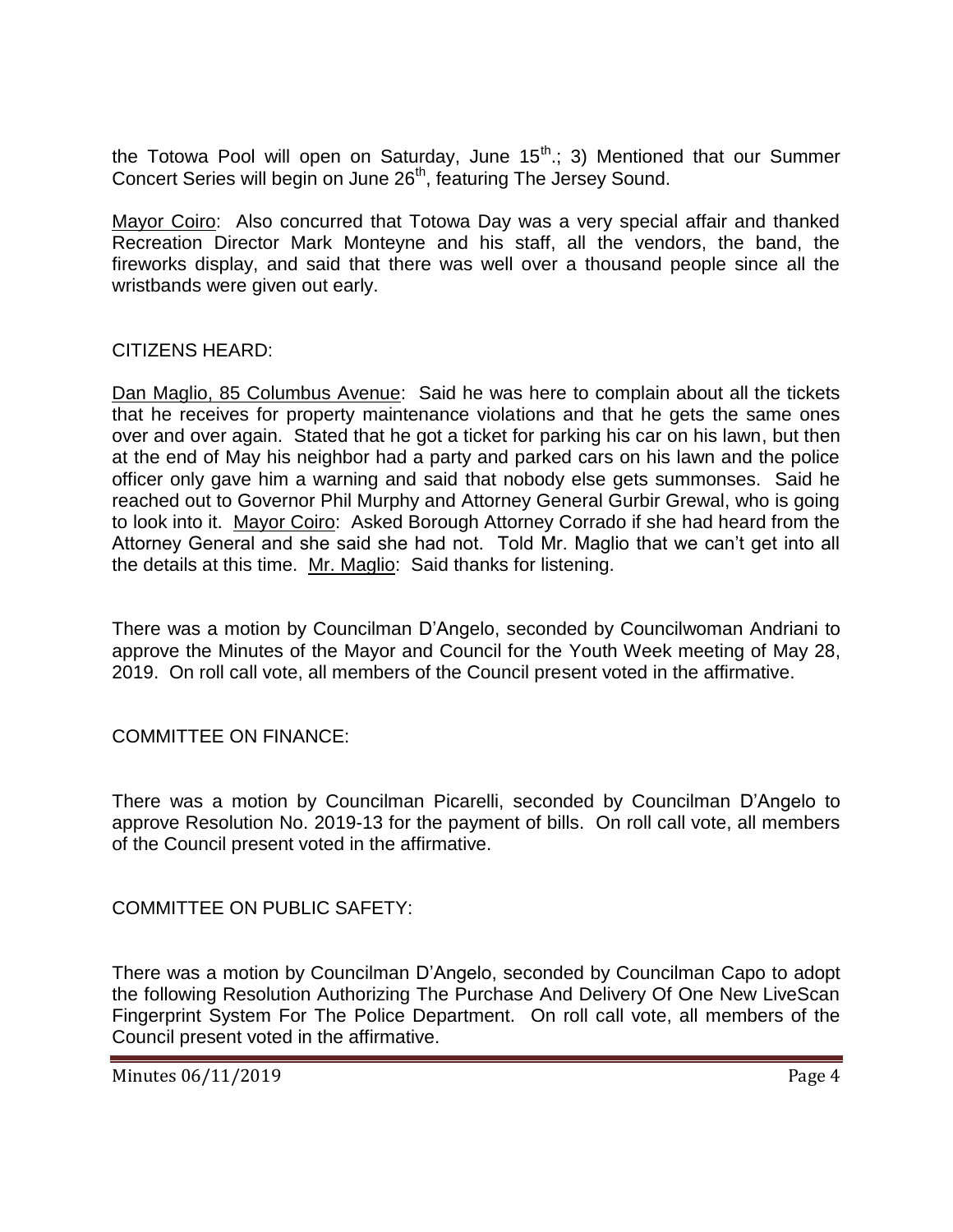the Totowa Pool will open on Saturday, June 15th.; 3) Mentioned that our Summer Concert Series will begin on June 26th, featuring The Jersey Sound.

Mayor Coiro: Also concurred that Totowa Day was a very special affair and thanked Recreation Director Mark Monteyne and his staff, all the vendors, the band, the fireworks display, and said that there was well over a thousand people since all the wristbands were given out early.

CITIZENS HEARD:

Dan Maglio, 85 Columbus Avenue: Said he was here to complain about all the tickets that he receives for property maintenance violations and that he gets the same ones over and over again. Stated that he got a ticket for parking his car on his lawn, but then at the end of May his neighbor had a party and parked cars on his lawn and the police officer only gave him a warning and said that nobody else gets summonses. Said he reached out to Governor Phil Murphy and Attorney General Gurbir Grewal, who is going to look into it. Mayor Coiro: Asked Borough Attorney Corrado if she had heard from the Attorney General and she said she had not. Told Mr. Maglio that we can't get into all the details at this time. Mr. Maglio: Said thanks for listening.

There was a motion by Councilman D'Angelo, seconded by Councilwoman Andriani to approve the Minutes of the Mayor and Council for the Youth Week meeting of May 28, 2019. On roll call vote, all members of the Council present voted in the affirmative.

COMMITTEE ON FINANCE:

There was a motion by Councilman Picarelli, seconded by Councilman D'Angelo to approve Resolution No. 2019-13 for the payment of bills. On roll call vote, all members of the Council present voted in the affirmative.

COMMITTEE ON PUBLIC SAFETY:

There was a motion by Councilman D'Angelo, seconded by Councilman Capo to adopt the following Resolution Authorizing The Purchase And Delivery Of One New LiveScan Fingerprint System For The Police Department. On roll call vote, all members of the Council present voted in the affirmative.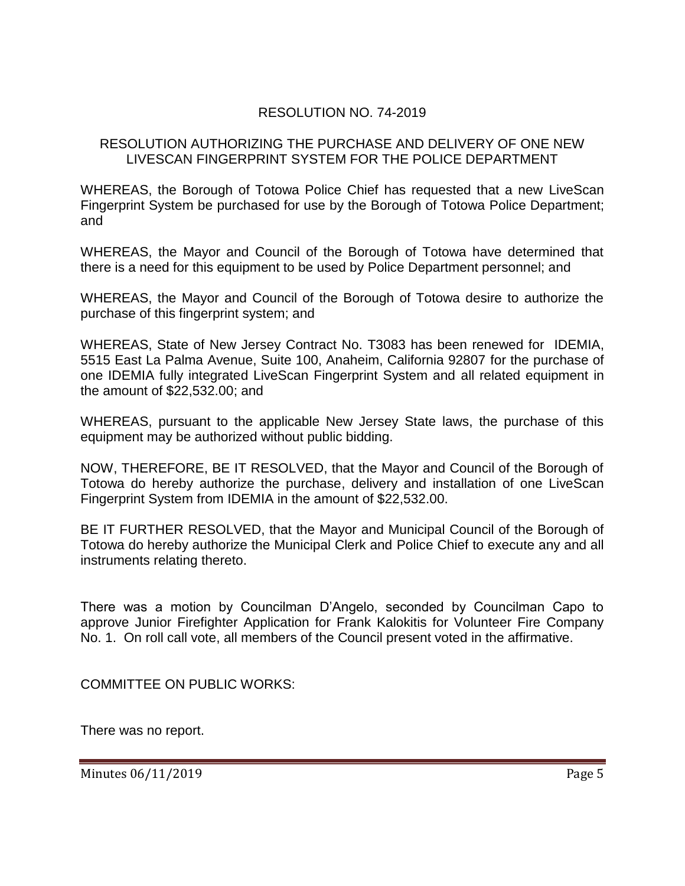RESOLUTION NO. 74-2019

RESOLUTION AUTHORIZING THE PURCHASE AND DELIVERY OF ONE NEW LIVESCAN FINGERPRINT SYSTEM FOR THE POLICE DEPARTMENT

WHEREAS, the Borough of Totowa Police Chief has requested that a new LiveScan Fingerprint System be purchased for use by the Borough of Totowa Police Department; and

WHEREAS, the Mayor and Council of the Borough of Totowa have determined that there is a need for this equipment to be used by Police Department personnel; and

WHEREAS, the Mayor and Council of the Borough of Totowa desire to authorize the purchase of this fingerprint system; and

WHEREAS, State of New Jersey Contract No. T3083 has been renewed for IDEMIA, 5515 East La Palma Avenue, Suite 100, Anaheim, California 92807 for the purchase of one IDEMIA fully integrated LiveScan Fingerprint System and all related equipment in the amount of $22,532.00; and

WHEREAS, pursuant to the applicable New Jersey State laws, the purchase of this equipment may be authorized without public bidding.

NOW, THEREFORE, BE IT RESOLVED, that the Mayor and Council of the Borough of Totowa do hereby authorize the purchase, delivery and installation of one LiveScan Fingerprint System from IDEMIA in the amount of $22,532.00.

BE IT FURTHER RESOLVED, that the Mayor and Municipal Council of the Borough of Totowa do hereby authorize the Municipal Clerk and Police Chief to execute any and all instruments relating thereto.

There was a motion by Councilman D'Angelo, seconded by Councilman Capo to approve Junior Firefighter Application for Frank Kalokitis for Volunteer Fire Company No. 1. On roll call vote, all members of the Council present voted in the affirmative.

COMMITTEE ON PUBLIC WORKS:

There was no report.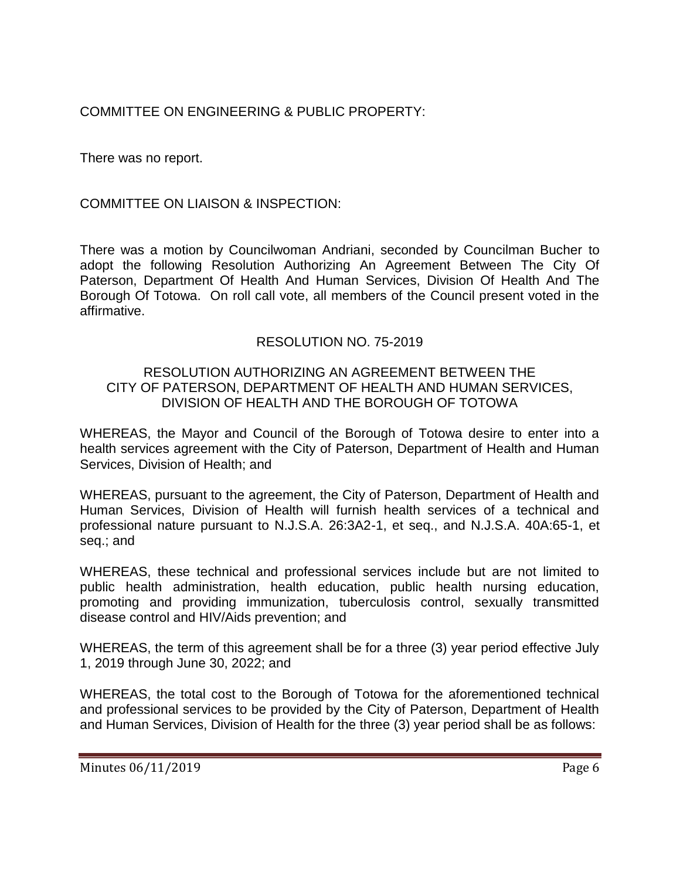COMMITTEE ON ENGINEERING & PUBLIC PROPERTY:

There was no report.

COMMITTEE ON LIAISON & INSPECTION:

There was a motion by Councilwoman Andriani, seconded by Councilman Bucher to adopt the following Resolution Authorizing An Agreement Between The City Of Paterson, Department Of Health And Human Services, Division Of Health And The Borough Of Totowa. On roll call vote, all members of the Council present voted in the affirmative.

RESOLUTION NO. 75-2019

RESOLUTION AUTHORIZING AN AGREEMENT BETWEEN THE CITY OF PATERSON, DEPARTMENT OF HEALTH AND HUMAN SERVICES, DIVISION OF HEALTH AND THE BOROUGH OF TOTOWA

WHEREAS, the Mayor and Council of the Borough of Totowa desire to enter into a health services agreement with the City of Paterson, Department of Health and Human Services, Division of Health; and

WHEREAS, pursuant to the agreement, the City of Paterson, Department of Health and Human Services, Division of Health will furnish health services of a technical and professional nature pursuant to N.J.S.A. 26:3A2-1, et seq., and N.J.S.A. 40A:65-1, et seq.; and

WHEREAS, these technical and professional services include but are not limited to public health administration, health education, public health nursing education, promoting and providing immunization, tuberculosis control, sexually transmitted disease control and HIV/Aids prevention; and

WHEREAS, the term of this agreement shall be for a three (3) year period effective July 1, 2019 through June 30, 2022; and

WHEREAS, the total cost to the Borough of Totowa for the aforementioned technical and professional services to be provided by the City of Paterson, Department of Health and Human Services, Division of Health for the three (3) year period shall be as follows: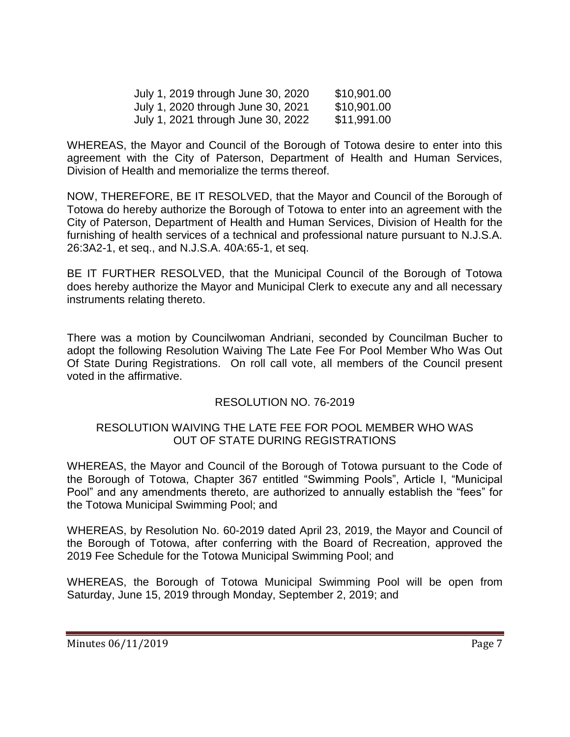| | |
|---|---|
| July 1, 2019 through June 30, 2020 | \$10,901.00 |
| July 1, 2020 through June 30, 2021 | \$10,901.00 |
| July 1, 2021 through June 30, 2022 | \$11,991.00 |

WHEREAS, the Mayor and Council of the Borough of Totowa desire to enter into this agreement with the City of Paterson, Department of Health and Human Services, Division of Health and memorialize the terms thereof.

NOW, THEREFORE, BE IT RESOLVED, that the Mayor and Council of the Borough of Totowa do hereby authorize the Borough of Totowa to enter into an agreement with the City of Paterson, Department of Health and Human Services, Division of Health for the furnishing of health services of a technical and professional nature pursuant to N.J.S.A. 26:3A2-1, et seq., and N.J.S.A. 40A:65-1, et seq.

BE IT FURTHER RESOLVED, that the Municipal Council of the Borough of Totowa does hereby authorize the Mayor and Municipal Clerk to execute any and all necessary instruments relating thereto.

There was a motion by Councilwoman Andriani, seconded by Councilman Bucher to adopt the following Resolution Waiving The Late Fee For Pool Member Who Was Out Of State During Registrations. On roll call vote, all members of the Council present voted in the affirmative.

RESOLUTION NO. 76-2019

RESOLUTION WAIVING THE LATE FEE FOR POOL MEMBER WHO WAS OUT OF STATE DURING REGISTRATIONS

WHEREAS, the Mayor and Council of the Borough of Totowa pursuant to the Code of the Borough of Totowa, Chapter 367 entitled "Swimming Pools", Article I, "Municipal Pool" and any amendments thereto, are authorized to annually establish the "fees" for the Totowa Municipal Swimming Pool; and

WHEREAS, by Resolution No. 60-2019 dated April 23, 2019, the Mayor and Council of the Borough of Totowa, after conferring with the Board of Recreation, approved the 2019 Fee Schedule for the Totowa Municipal Swimming Pool; and

WHEREAS, the Borough of Totowa Municipal Swimming Pool will be open from Saturday, June 15, 2019 through Monday, September 2, 2019; and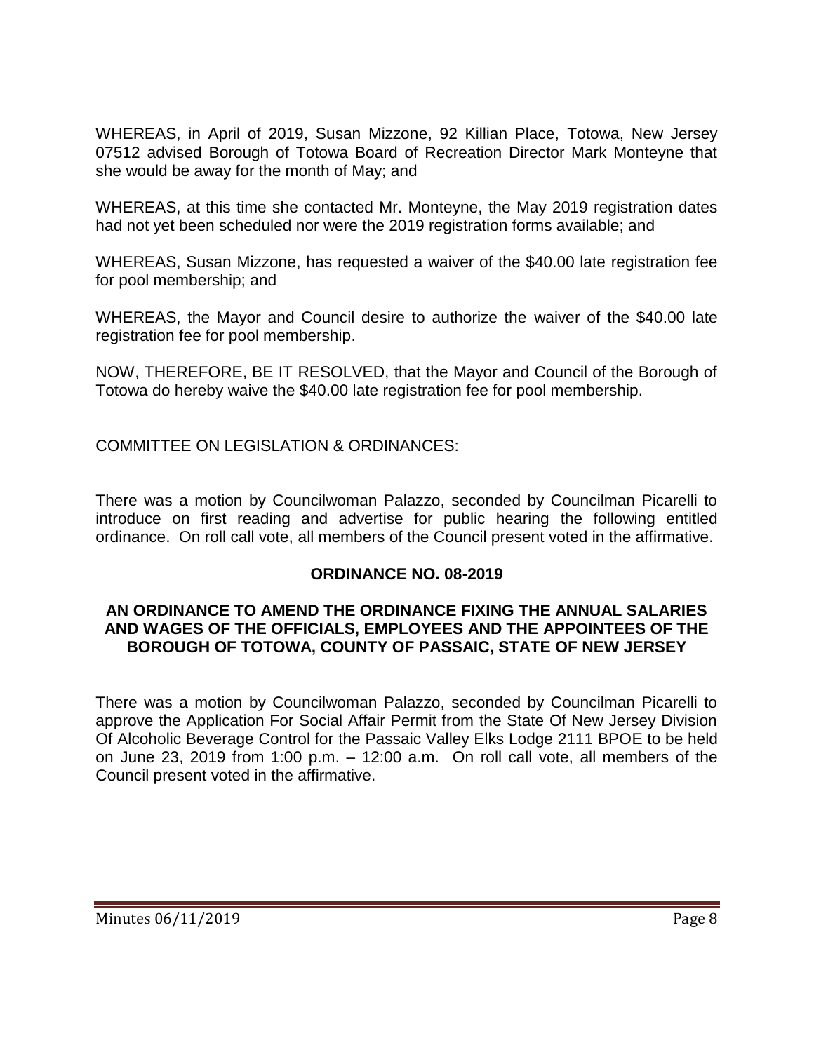WHEREAS, in April of 2019, Susan Mizzone, 92 Killian Place, Totowa, New Jersey 07512 advised Borough of Totowa Board of Recreation Director Mark Monteyne that she would be away for the month of May; and

WHEREAS, at this time she contacted Mr. Monteyne, the May 2019 registration dates had not yet been scheduled nor were the 2019 registration forms available; and

WHEREAS, Susan Mizzone, has requested a waiver of the $40.00 late registration fee for pool membership; and

WHEREAS, the Mayor and Council desire to authorize the waiver of the $40.00 late registration fee for pool membership.

NOW, THEREFORE, BE IT RESOLVED, that the Mayor and Council of the Borough of Totowa do hereby waive the $40.00 late registration fee for pool membership.

COMMITTEE ON LEGISLATION & ORDINANCES:

There was a motion by Councilwoman Palazzo, seconded by Councilman Picarelli to introduce on first reading and advertise for public hearing the following entitled ordinance. On roll call vote, all members of the Council present voted in the affirmative.

**ORDINANCE NO. 08-2019**

**AN ORDINANCE TO AMEND THE ORDINANCE FIXING THE ANNUAL SALARIES AND WAGES OF THE OFFICIALS, EMPLOYEES AND THE APPOINTEES OF THE BOROUGH OF TOTOWA, COUNTY OF PASSAIC, STATE OF NEW JERSEY**

There was a motion by Councilwoman Palazzo, seconded by Councilman Picarelli to approve the Application For Social Affair Permit from the State Of New Jersey Division Of Alcoholic Beverage Control for the Passaic Valley Elks Lodge 2111 BPOE to be held on June 23, 2019 from 1:00 p.m. – 12:00 a.m. On roll call vote, all members of the Council present voted in the affirmative.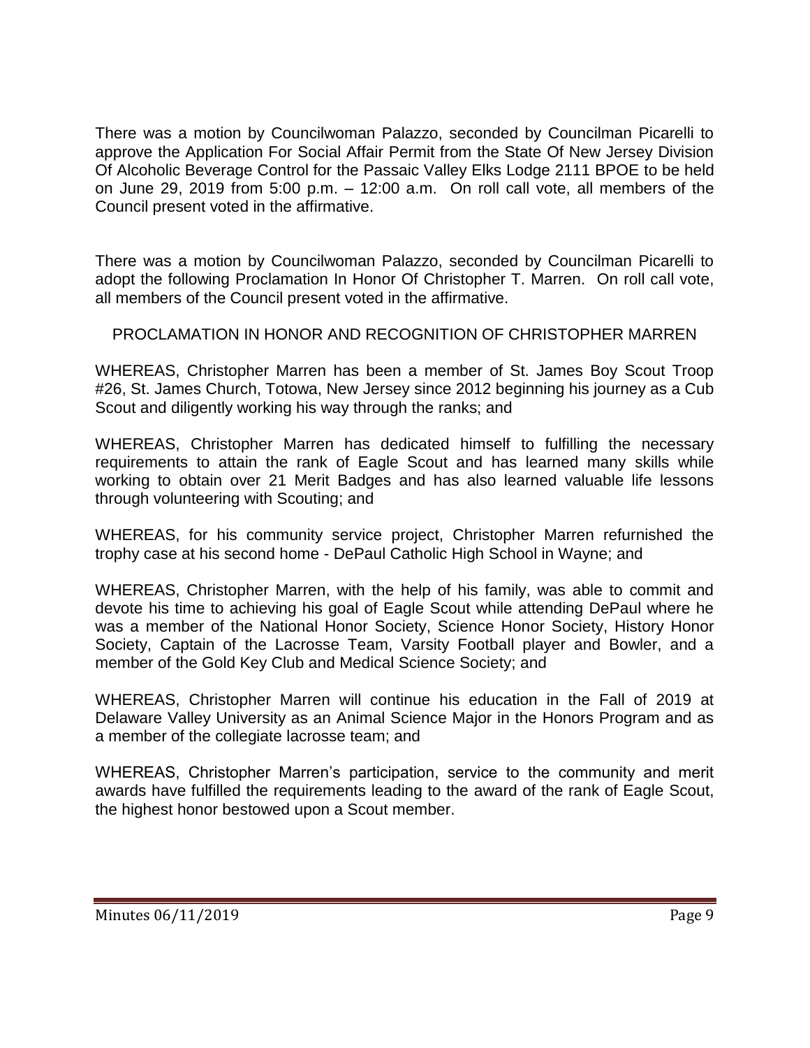There was a motion by Councilwoman Palazzo, seconded by Councilman Picarelli to approve the Application For Social Affair Permit from the State Of New Jersey Division Of Alcoholic Beverage Control for the Passaic Valley Elks Lodge 2111 BPOE to be held on June 29, 2019 from 5:00 p.m. – 12:00 a.m. On roll call vote, all members of the Council present voted in the affirmative.

There was a motion by Councilwoman Palazzo, seconded by Councilman Picarelli to adopt the following Proclamation In Honor Of Christopher T. Marren. On roll call vote, all members of the Council present voted in the affirmative.

PROCLAMATION IN HONOR AND RECOGNITION OF CHRISTOPHER MARREN

WHEREAS, Christopher Marren has been a member of St. James Boy Scout Troop #26, St. James Church, Totowa, New Jersey since 2012 beginning his journey as a Cub Scout and diligently working his way through the ranks; and

WHEREAS, Christopher Marren has dedicated himself to fulfilling the necessary requirements to attain the rank of Eagle Scout and has learned many skills while working to obtain over 21 Merit Badges and has also learned valuable life lessons through volunteering with Scouting; and

WHEREAS, for his community service project, Christopher Marren refurnished the trophy case at his second home - DePaul Catholic High School in Wayne; and

WHEREAS, Christopher Marren, with the help of his family, was able to commit and devote his time to achieving his goal of Eagle Scout while attending DePaul where he was a member of the National Honor Society, Science Honor Society, History Honor Society, Captain of the Lacrosse Team, Varsity Football player and Bowler, and a member of the Gold Key Club and Medical Science Society; and

WHEREAS, Christopher Marren will continue his education in the Fall of 2019 at Delaware Valley University as an Animal Science Major in the Honors Program and as a member of the collegiate lacrosse team; and

WHEREAS, Christopher Marren's participation, service to the community and merit awards have fulfilled the requirements leading to the award of the rank of Eagle Scout, the highest honor bestowed upon a Scout member.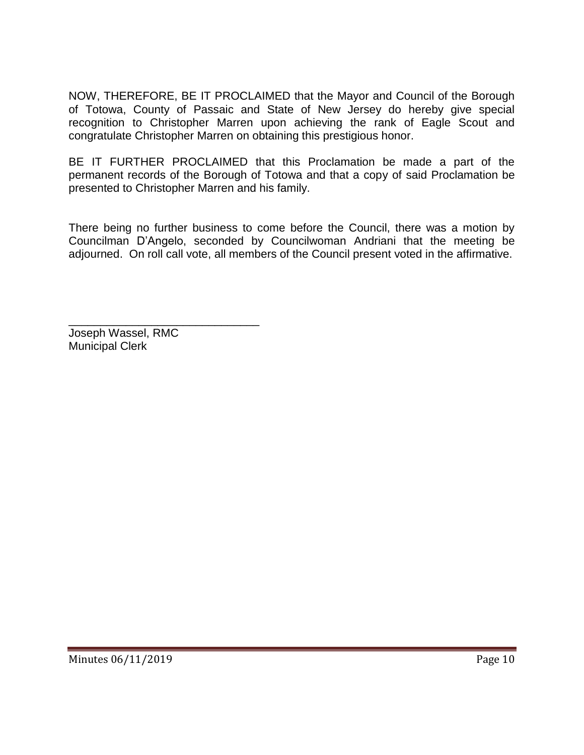NOW, THEREFORE, BE IT PROCLAIMED that the Mayor and Council of the Borough of Totowa, County of Passaic and State of New Jersey do hereby give special recognition to Christopher Marren upon achieving the rank of Eagle Scout and congratulate Christopher Marren on obtaining this prestigious honor.

BE IT FURTHER PROCLAIMED that this Proclamation be made a part of the permanent records of the Borough of Totowa and that a copy of said Proclamation be presented to Christopher Marren and his family.

There being no further business to come before the Council, there was a motion by Councilman D'Angelo, seconded by Councilwoman Andriani that the meeting be adjourned. On roll call vote, all members of the Council present voted in the affirmative.

\_\_\_\_\_\_\_\_\_\_\_\_\_\_\_\_\_\_\_\_\_\_\_\_\_\_\_\_\_\_

Joseph Wassel, RMC
Municipal Clerk